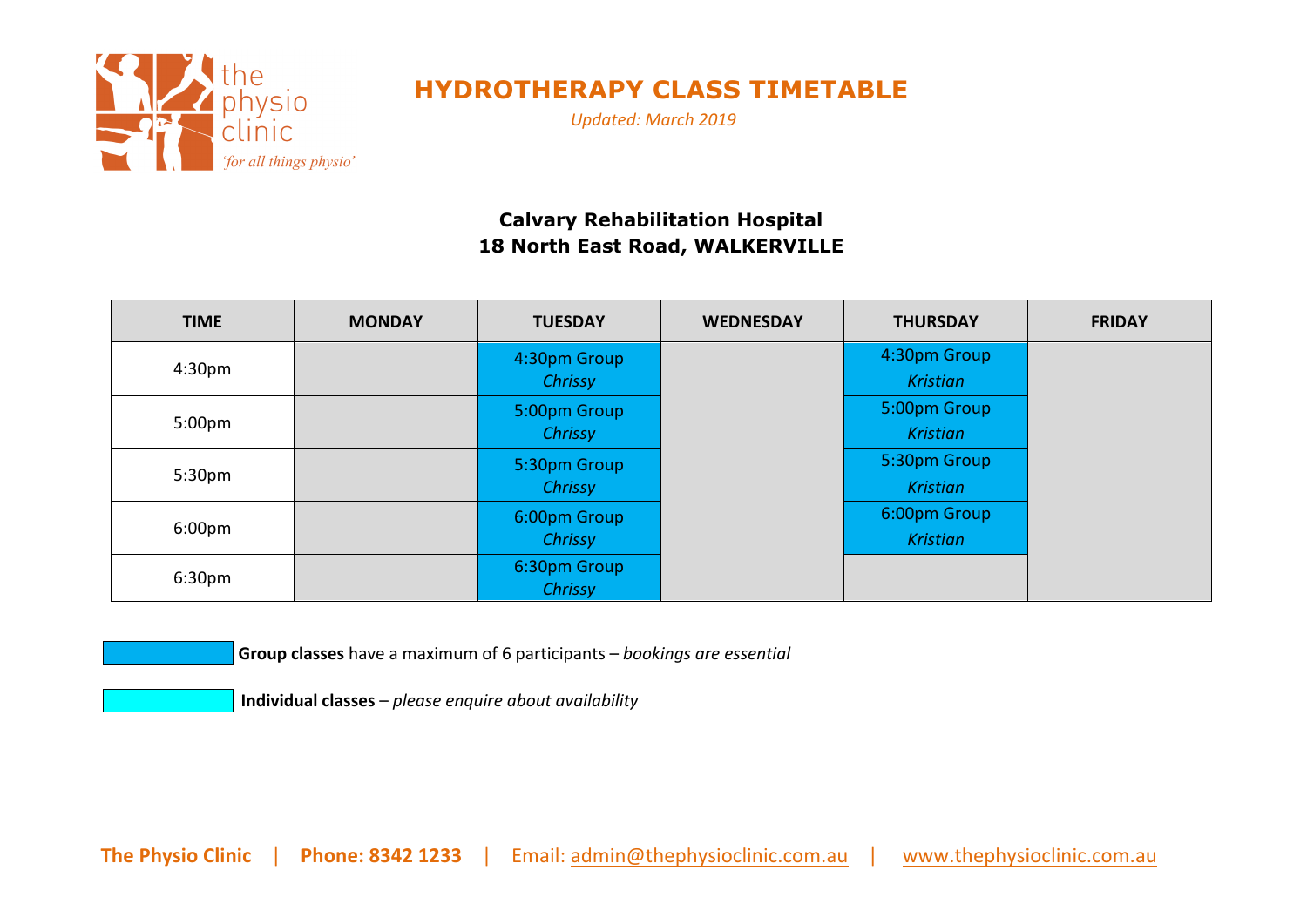the physio clinic
*'for all things physio'*

# HYDROTHERAPY CLASS TIMETABLE

*Updated: March 2019*

**Calvary Rehabilitation Hospital**
**18 North East Road, WALKERVILLE**

| TIME | MONDAY | TUESDAY | WEDNESDAY | THURSDAY | FRIDAY |
|---|---|---|---|---|---|
| 4:30pm | | 4:30pm Group *Chrissy* | | 4:30pm Group *Kristian* | |
| 5:00pm | | 5:00pm Group *Chrissy* | | 5:00pm Group *Kristian* | |
| 5:30pm | | 5:30pm Group *Chrissy* | | 5:30pm Group *Kristian* | |
| 6:00pm | | 6:00pm Group *Chrissy* | | 6:00pm Group *Kristian* | |
| 6:30pm | | 6:30pm Group *Chrissy* | | | |

**Group classes** have a maximum of 6 participants – *bookings are essential*

**Individual classes** – *please enquire about availability*

**The Physio Clinic** | **Phone: 8342 1233** | Email: admin@thephysioclinic.com.au | www.thephysioclinic.com.au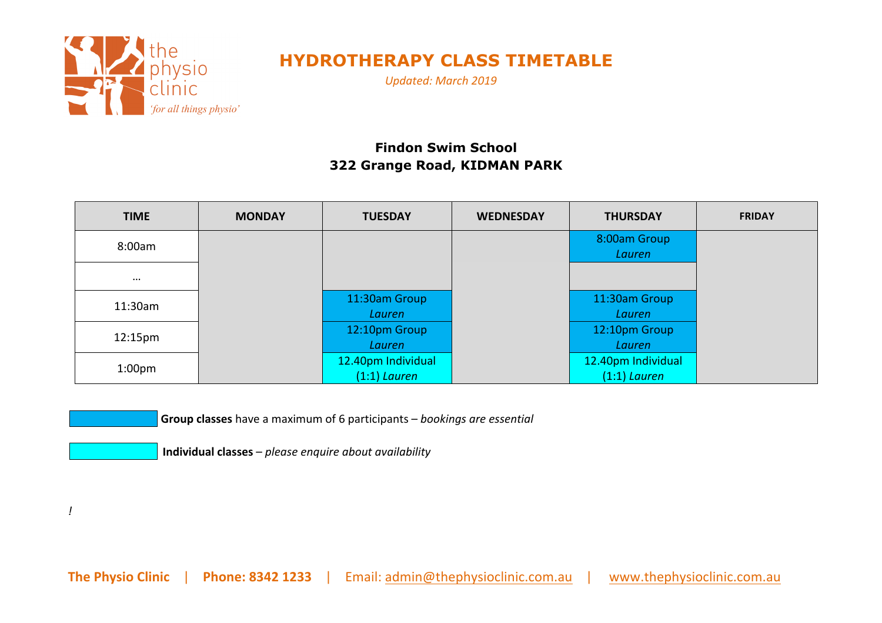the physio clinic
*'for all things physio'*

# HYDROTHERAPY CLASS TIMETABLE

*Updated: March 2019*

## Findon Swim School
## 322 Grange Road, KIDMAN PARK

| TIME | MONDAY | TUESDAY | WEDNESDAY | THURSDAY | FRIDAY |
|---|---|---|---|---|---|
| 8:00am | | | | 8:00am Group *Lauren* | |
| … | | | | | |
| 11:30am | | 11:30am Group *Lauren* | | 11:30am Group *Lauren* | |
| 12:15pm | | 12:10pm Group *Lauren* | | 12:10pm Group *Lauren* | |
| 1:00pm | | 12.40pm Individual (1:1) *Lauren* | | 12.40pm Individual (1:1) *Lauren* | |

**Group classes** have a maximum of 6 participants – *bookings are essential*

**Individual classes** – *please enquire about availability*

*!*

**The Physio Clinic** | **Phone: 8342 1233** | Email: admin@thephysioclinic.com.au | www.thephysioclinic.com.au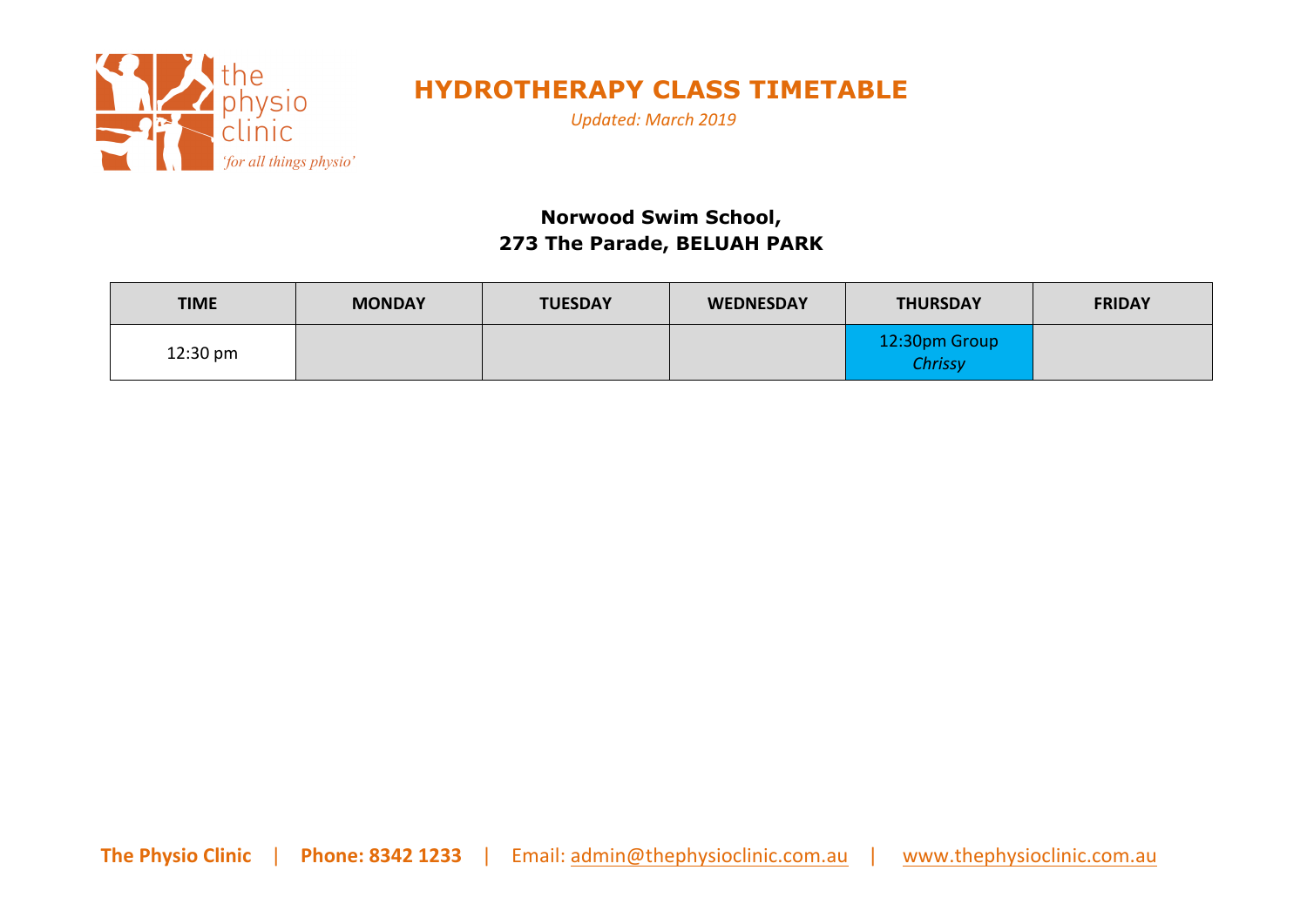the physio clinic

*'for all things physio'*

# HYDROTHERAPY CLASS TIMETABLE

*Updated: March 2019*

**Norwood Swim School,**
**273 The Parade, BELUAH PARK**

| TIME | MONDAY | TUESDAY | WEDNESDAY | THURSDAY | FRIDAY |
|---|---|---|---|---|---|
| 12:30 pm | | | | 12:30pm Group *Chrissy* | |

**The Physio Clinic** | **Phone: 8342 1233** | Email: admin@thephysioclinic.com.au | www.thephysioclinic.com.au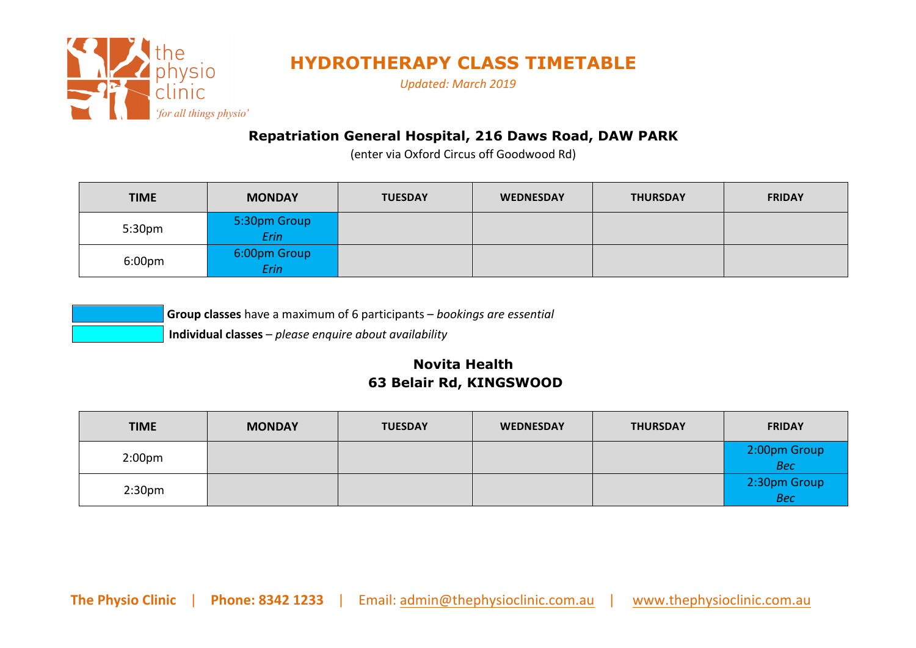the physio clinic
*'for all things physio'*

# HYDROTHERAPY CLASS TIMETABLE

*Updated: March 2019*

## Repatriation General Hospital, 216 Daws Road, DAW PARK

(enter via Oxford Circus off Goodwood Rd)

| TIME | MONDAY | TUESDAY | WEDNESDAY | THURSDAY | FRIDAY |
|---|---|---|---|---|---|
| 5:30pm | 5:30pm Group *Erin* | | | | |
| 6:00pm | 6:00pm Group *Erin* | | | | |

**Group classes** have a maximum of 6 participants – *bookings are essential*

**Individual classes** – *please enquire about availability*

## Novita Health
## 63 Belair Rd, KINGSWOOD

| TIME | MONDAY | TUESDAY | WEDNESDAY | THURSDAY | FRIDAY |
|---|---|---|---|---|---|
| 2:00pm | | | | | 2:00pm Group *Bec* |
| 2:30pm | | | | | 2:30pm Group *Bec* |

**The Physio Clinic** | **Phone: 8342 1233** | Email: admin@thephysioclinic.com.au | www.thephysioclinic.com.au